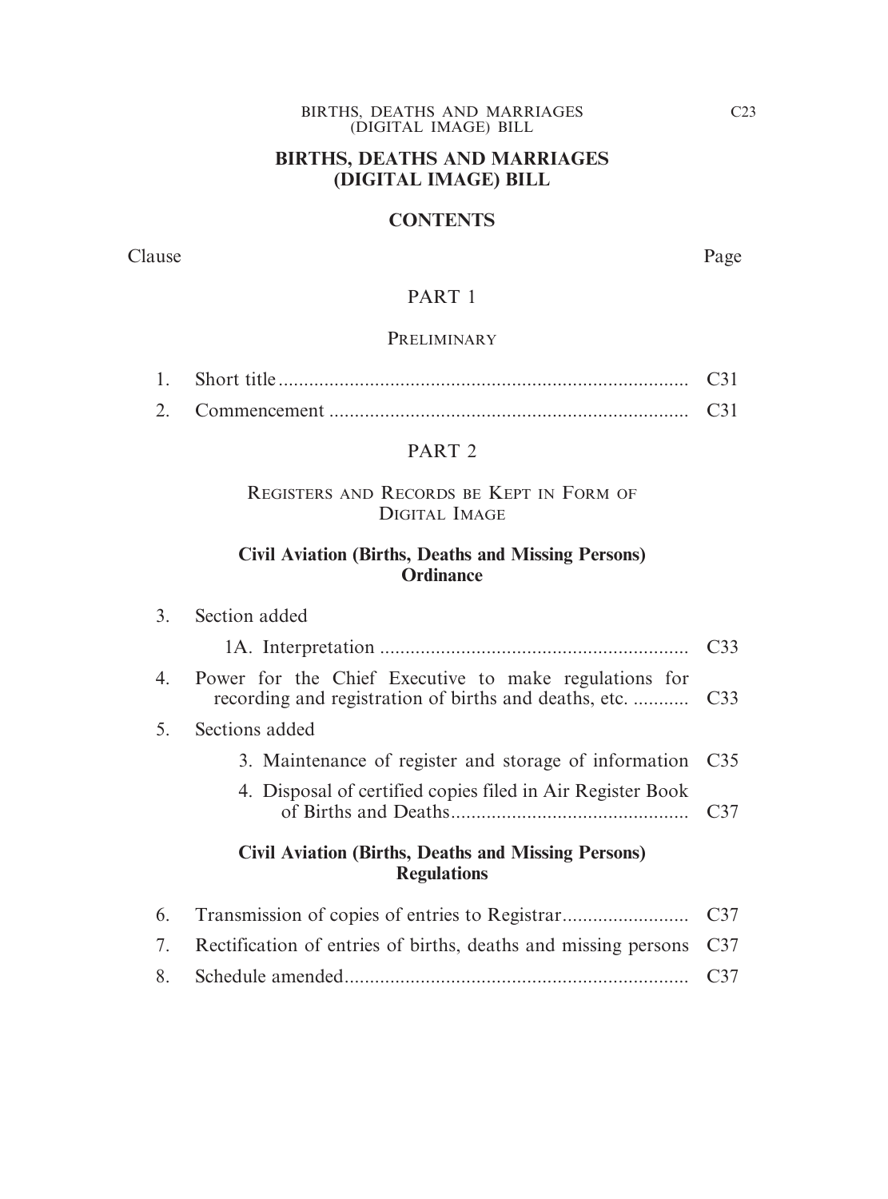# BIRTHS, DEATHS AND MARRIAGES (DIGITAL IMAGE) BILL

## CONTENTS

| Clause | | Page |
|---|---|---|
| | **PART 1** | |
| | **PRELIMINARY** | |
| 1. | Short title | C31 |
| 2. | Commencement | C31 |
| | **PART 2** | |
| | **REGISTERS AND RECORDS BE KEPT IN FORM OF DIGITAL IMAGE** | |
| | **Civil Aviation (Births, Deaths and Missing Persons) Ordinance** | |
| 3. | Section added | |
| | 1A. Interpretation | C33 |
| 4. | Power for the Chief Executive to make regulations for recording and registration of births and deaths, etc. | C33 |
| 5. | Sections added | |
| | 3. Maintenance of register and storage of information | C35 |
| | 4. Disposal of certified copies filed in Air Register Book of Births and Deaths | C37 |
| | **Civil Aviation (Births, Deaths and Missing Persons) Regulations** | |
| 6. | Transmission of copies of entries to Registrar | C37 |
| 7. | Rectification of entries of births, deaths and missing persons | C37 |
| 8. | Schedule amended | C37 |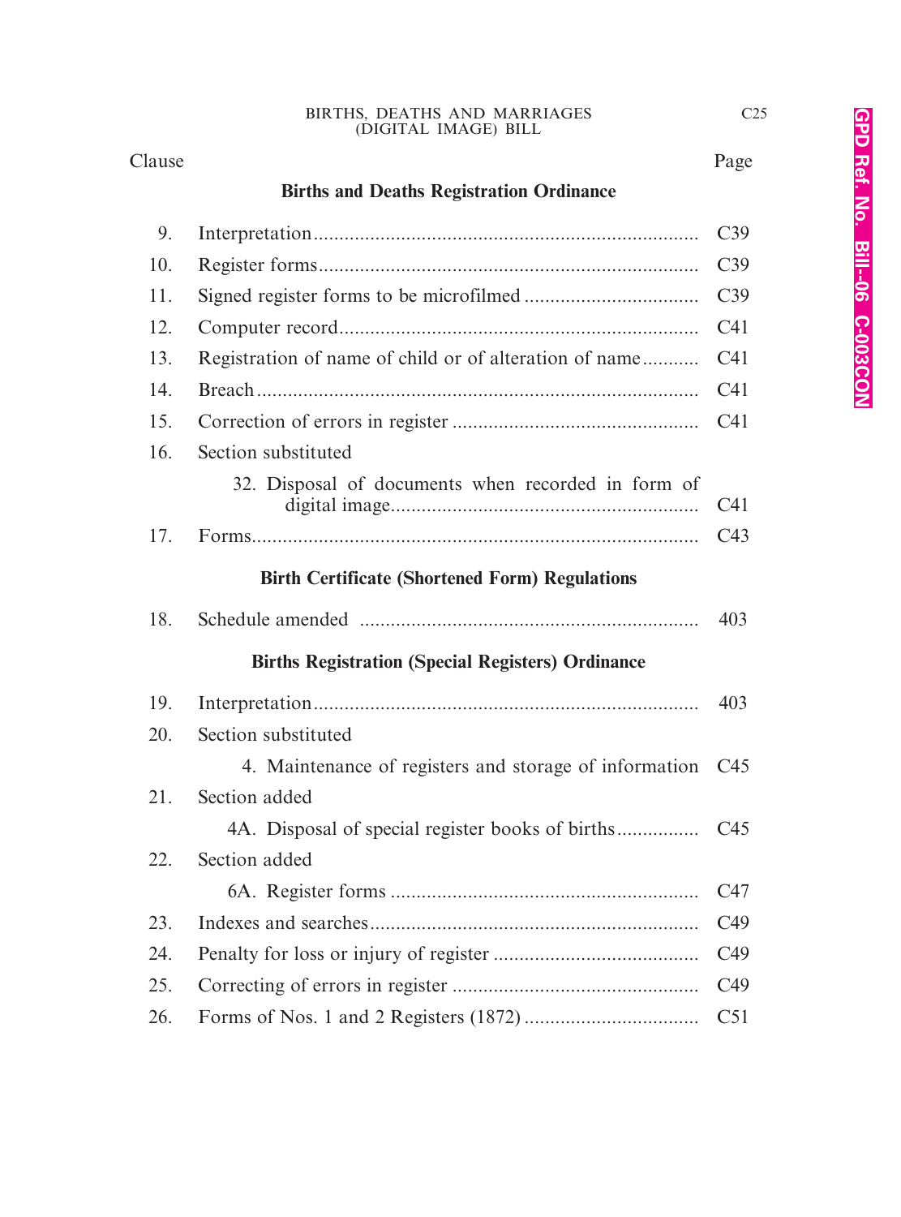| Clause | | Page |
|---|---|---|
| | **Births and Deaths Registration Ordinance** | |
| 9. | Interpretation | C39 |
| 10. | Register forms | C39 |
| 11. | Signed register forms to be microfilmed | C39 |
| 12. | Computer record | C41 |
| 13. | Registration of name of child or of alteration of name | C41 |
| 14. | Breach | C41 |
| 15. | Correction of errors in register | C41 |
| 16. | Section substituted | |
| | 32. Disposal of documents when recorded in form of digital image | C41 |
| 17. | Forms | C43 |
| | **Birth Certificate (Shortened Form) Regulations** | |
| 18. | Schedule amended | 403 |
| | **Births Registration (Special Registers) Ordinance** | |
| 19. | Interpretation | 403 |
| 20. | Section substituted | |
| | 4. Maintenance of registers and storage of information | C45 |
| 21. | Section added | |
| | 4A. Disposal of special register books of births | C45 |
| 22. | Section added | |
| | 6A. Register forms | C47 |
| 23. | Indexes and searches | C49 |
| 24. | Penalty for loss or injury of register | C49 |
| 25. | Correcting of errors in register | C49 |
| 26. | Forms of Nos. 1 and 2 Registers (1872) | C51 |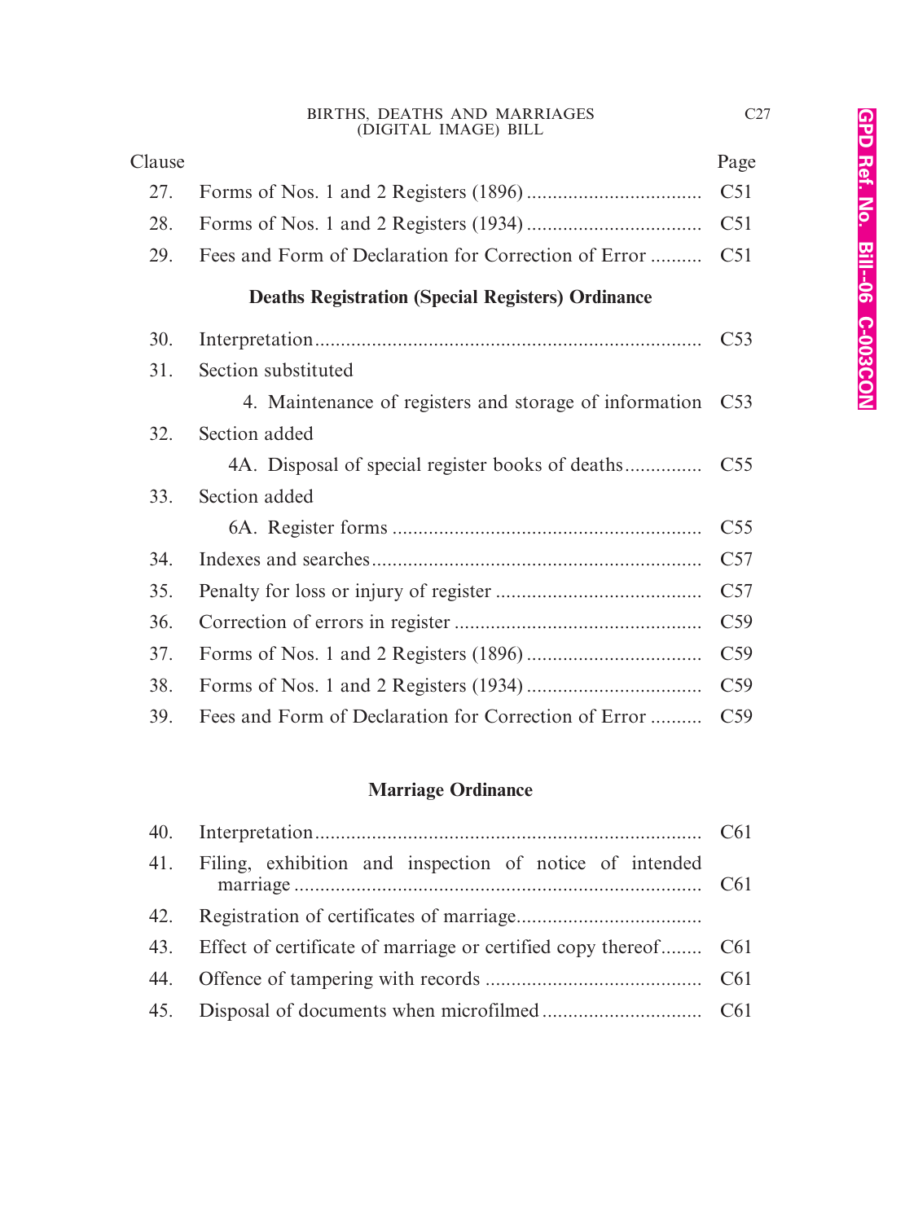| Clause | | Page |
|---|---|---|
| 27. | Forms of Nos. 1 and 2 Registers (1896) | C51 |
| 28. | Forms of Nos. 1 and 2 Registers (1934) | C51 |
| 29. | Fees and Form of Declaration for Correction of Error | C51 |

**Deaths Registration (Special Registers) Ordinance**

| Clause | | Page |
|---|---|---|
| 30. | Interpretation | C53 |
| 31. | Section substituted | |
| | 4. Maintenance of registers and storage of information | C53 |
| 32. | Section added | |
| | 4A. Disposal of special register books of deaths | C55 |
| 33. | Section added | |
| | 6A. Register forms | C55 |
| 34. | Indexes and searches | C57 |
| 35. | Penalty for loss or injury of register | C57 |
| 36. | Correction of errors in register | C59 |
| 37. | Forms of Nos. 1 and 2 Registers (1896) | C59 |
| 38. | Forms of Nos. 1 and 2 Registers (1934) | C59 |
| 39. | Fees and Form of Declaration for Correction of Error | C59 |

**Marriage Ordinance**

| Clause | | Page |
|---|---|---|
| 40. | Interpretation | C61 |
| 41. | Filing, exhibition and inspection of notice of intended marriage | C61 |
| 42. | Registration of certificates of marriage | |
| 43. | Effect of certificate of marriage or certified copy thereof | C61 |
| 44. | Offence of tampering with records | C61 |
| 45. | Disposal of documents when microfilmed | C61 |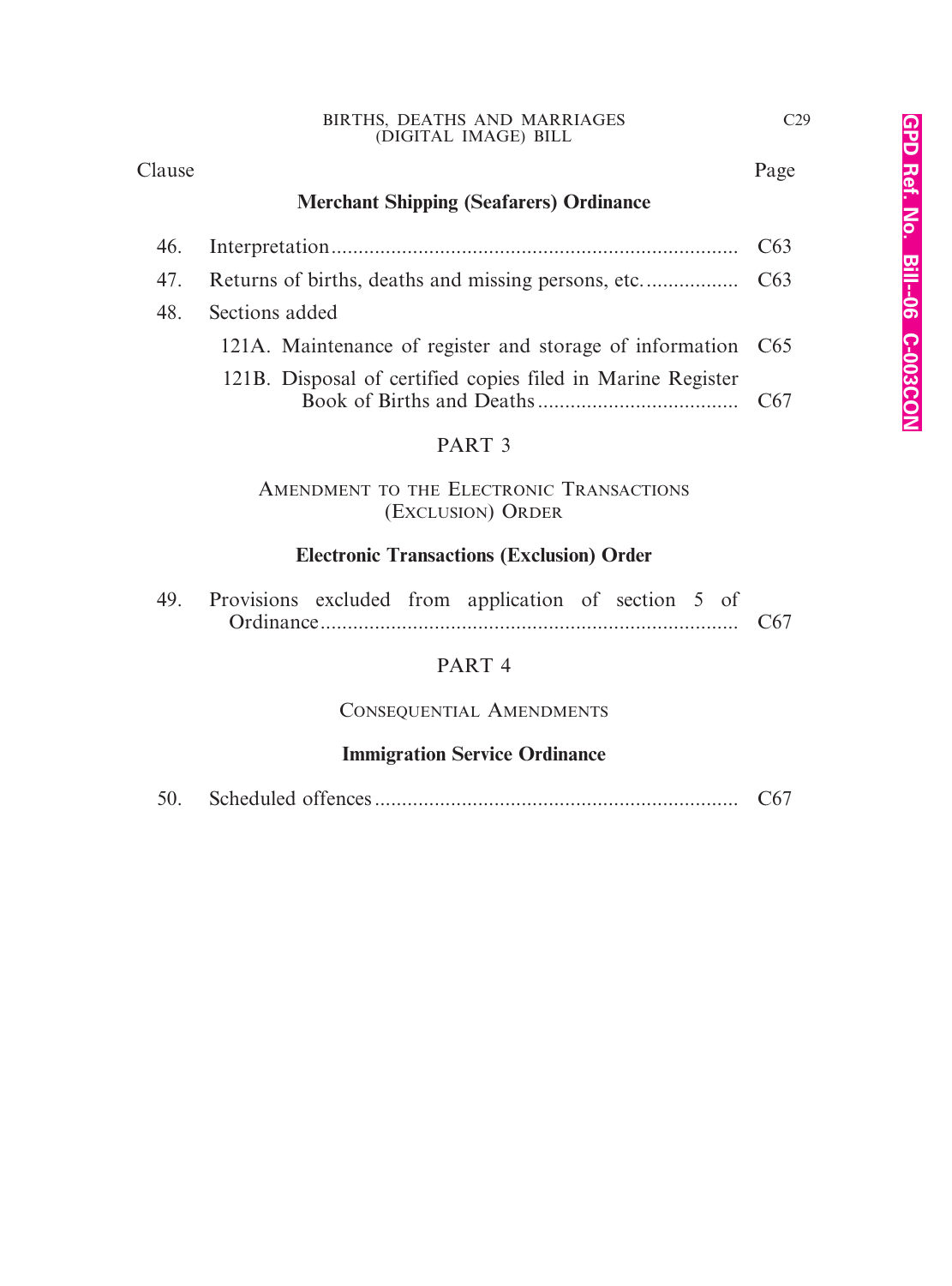| Clause | | Page |
|---|---|---|
| | **Merchant Shipping (Seafarers) Ordinance** | |
| 46. | Interpretation | C63 |
| 47. | Returns of births, deaths and missing persons, etc. | C63 |
| 48. | Sections added | |
| | 121A. Maintenance of register and storage of information | C65 |
| | 121B. Disposal of certified copies filed in Marine Register Book of Births and Deaths | C67 |

## PART 3

### AMENDMENT TO THE ELECTRONIC TRANSACTIONS (EXCLUSION) ORDER

**Electronic Transactions (Exclusion) Order**

| Clause | | Page |
|---|---|---|
| 49. | Provisions excluded from application of section 5 of Ordinance | C67 |

## PART 4

### CONSEQUENTIAL AMENDMENTS

**Immigration Service Ordinance**

| Clause | | Page |
|---|---|---|
| 50. | Scheduled offences | C67 |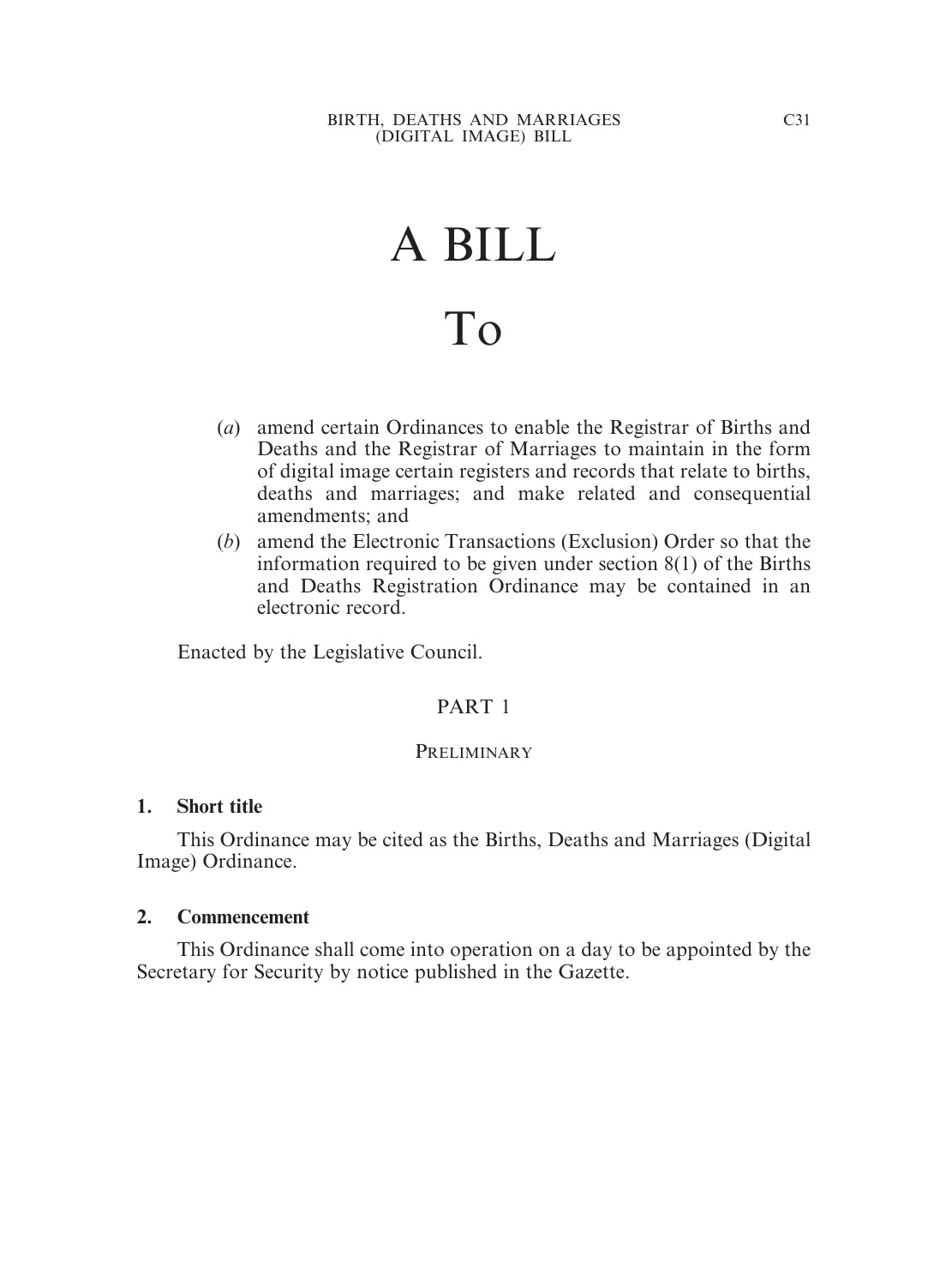# A BILL

# To

(*a*) amend certain Ordinances to enable the Registrar of Births and Deaths and the Registrar of Marriages to maintain in the form of digital image certain registers and records that relate to births, deaths and marriages; and make related and consequential amendments; and

(*b*) amend the Electronic Transactions (Exclusion) Order so that the information required to be given under section 8(1) of the Births and Deaths Registration Ordinance may be contained in an electronic record.

Enacted by the Legislative Council.

## PART 1

### PRELIMINARY

**1. Short title**

This Ordinance may be cited as the Births, Deaths and Marriages (Digital Image) Ordinance.

**2. Commencement**

This Ordinance shall come into operation on a day to be appointed by the Secretary for Security by notice published in the Gazette.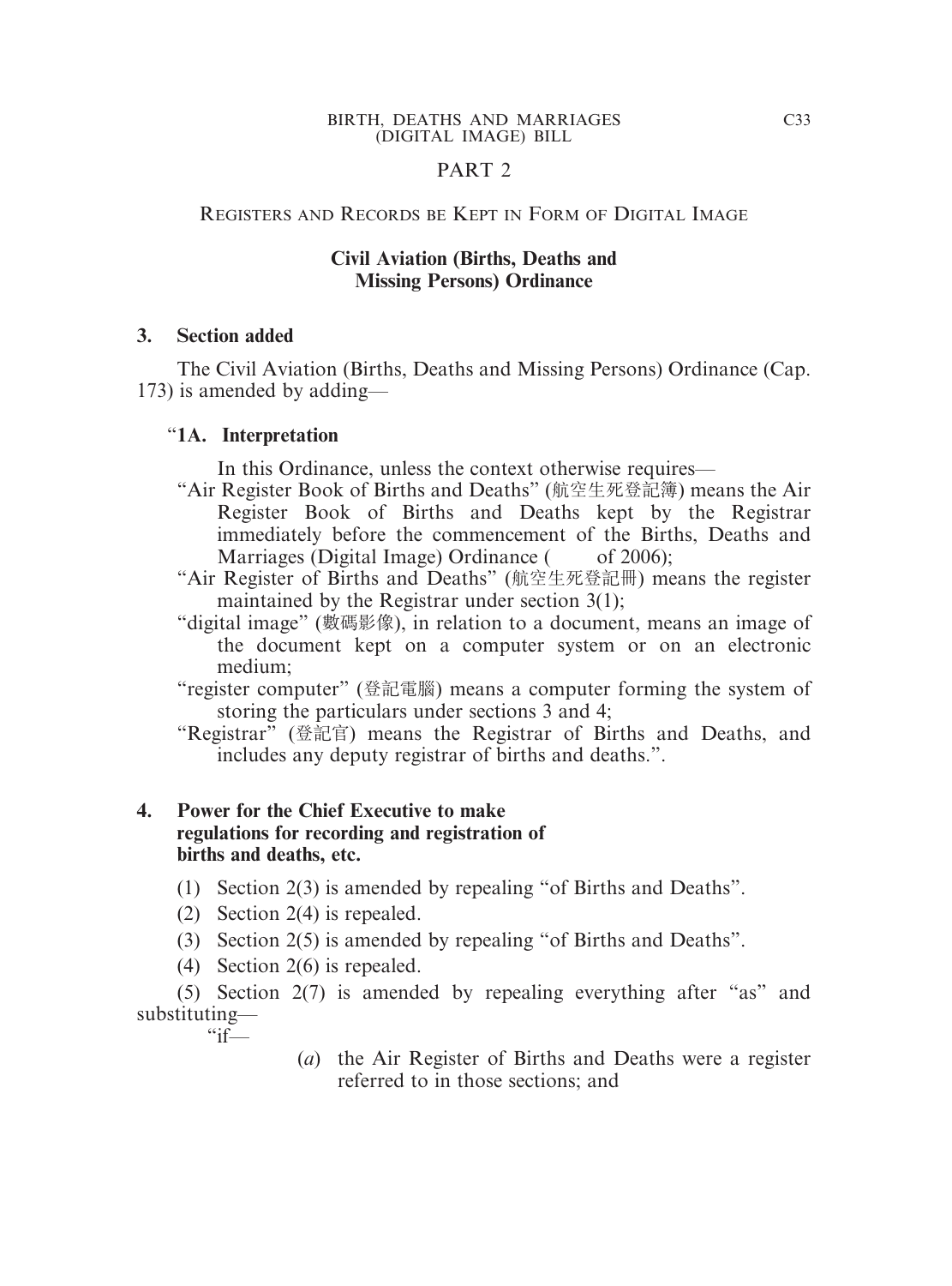## PART 2

### REGISTERS AND RECORDS BE KEPT IN FORM OF DIGITAL IMAGE

### Civil Aviation (Births, Deaths and Missing Persons) Ordinance

**3. Section added**

The Civil Aviation (Births, Deaths and Missing Persons) Ordinance (Cap. 173) is amended by adding—

"**1A. Interpretation**

In this Ordinance, unless the context otherwise requires—

"Air Register Book of Births and Deaths" (航空生死登記簿) means the Air Register Book of Births and Deaths kept by the Registrar immediately before the commencement of the Births, Deaths and Marriages (Digital Image) Ordinance (     of 2006);

"Air Register of Births and Deaths" (航空生死登記冊) means the register maintained by the Registrar under section 3(1);

"digital image" (數碼影像), in relation to a document, means an image of the document kept on a computer system or on an electronic medium;

"register computer" (登記電腦) means a computer forming the system of storing the particulars under sections 3 and 4;

"Registrar" (登記官) means the Registrar of Births and Deaths, and includes any deputy registrar of births and deaths.".

**4. Power for the Chief Executive to make regulations for recording and registration of births and deaths, etc.**

(1) Section 2(3) is amended by repealing "of Births and Deaths".

(2) Section 2(4) is repealed.

(3) Section 2(5) is amended by repealing "of Births and Deaths".

(4) Section 2(6) is repealed.

(5) Section 2(7) is amended by repealing everything after "as" and substituting—

"if—

(*a*) the Air Register of Births and Deaths were a register referred to in those sections; and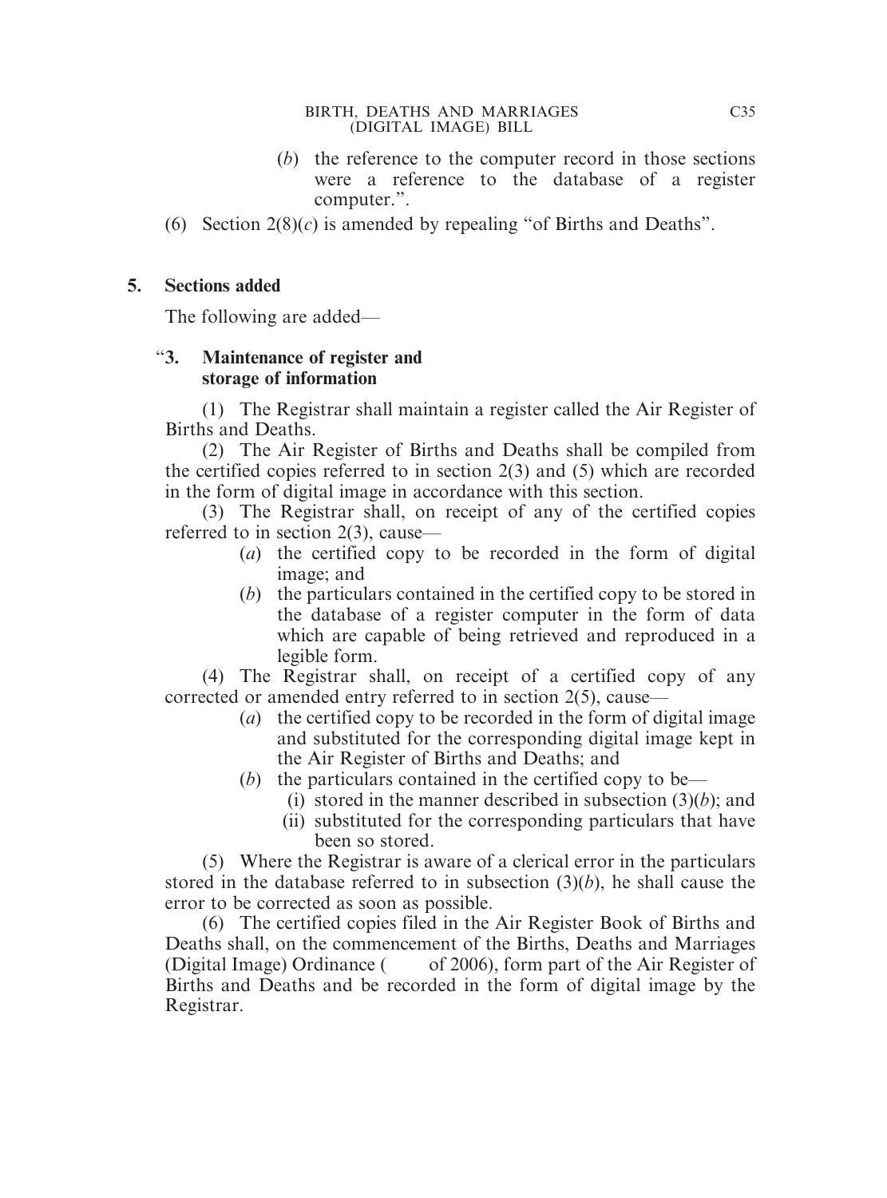(*b*) the reference to the computer record in those sections were a reference to the database of a register computer.".

(6) Section 2(8)(*c*) is amended by repealing "of Births and Deaths".

## 5. Sections added

The following are added—

**"3. Maintenance of register and storage of information**

(1) The Registrar shall maintain a register called the Air Register of Births and Deaths.

(2) The Air Register of Births and Deaths shall be compiled from the certified copies referred to in section 2(3) and (5) which are recorded in the form of digital image in accordance with this section.

(3) The Registrar shall, on receipt of any of the certified copies referred to in section 2(3), cause—

(*a*) the certified copy to be recorded in the form of digital image; and

(*b*) the particulars contained in the certified copy to be stored in the database of a register computer in the form of data which are capable of being retrieved and reproduced in a legible form.

(4) The Registrar shall, on receipt of a certified copy of any corrected or amended entry referred to in section 2(5), cause—

(*a*) the certified copy to be recorded in the form of digital image and substituted for the corresponding digital image kept in the Air Register of Births and Deaths; and

(*b*) the particulars contained in the certified copy to be—

(i) stored in the manner described in subsection (3)(*b*); and

(ii) substituted for the corresponding particulars that have been so stored.

(5) Where the Registrar is aware of a clerical error in the particulars stored in the database referred to in subsection (3)(*b*), he shall cause the error to be corrected as soon as possible.

(6) The certified copies filed in the Air Register Book of Births and Deaths shall, on the commencement of the Births, Deaths and Marriages (Digital Image) Ordinance (      of 2006), form part of the Air Register of Births and Deaths and be recorded in the form of digital image by the Registrar.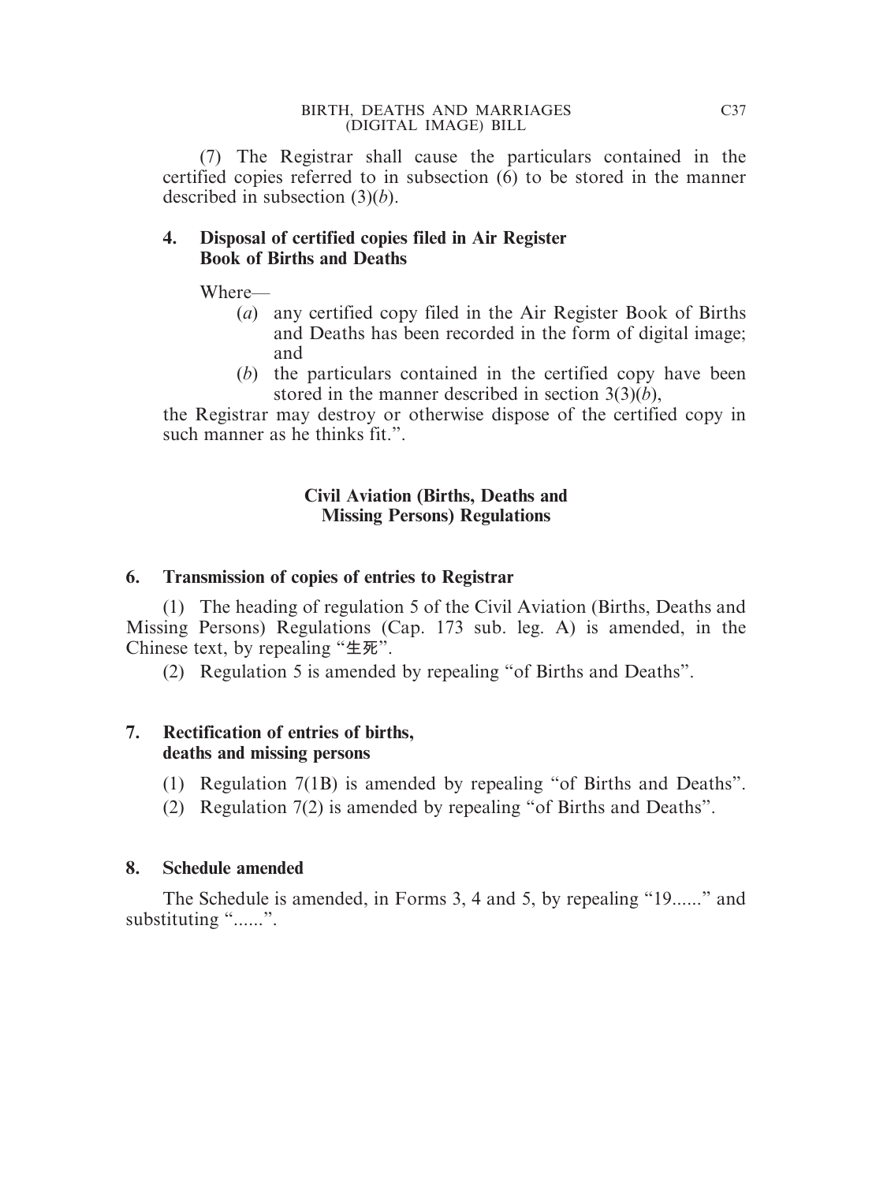(7) The Registrar shall cause the particulars contained in the certified copies referred to in subsection (6) to be stored in the manner described in subsection (3)(*b*).

**4. Disposal of certified copies filed in Air Register Book of Births and Deaths**

Where—

(*a*) any certified copy filed in the Air Register Book of Births and Deaths has been recorded in the form of digital image; and

(*b*) the particulars contained in the certified copy have been stored in the manner described in section 3(3)(*b*),

the Registrar may destroy or otherwise dispose of the certified copy in such manner as he thinks fit.".

**Civil Aviation (Births, Deaths and Missing Persons) Regulations**

**6. Transmission of copies of entries to Registrar**

(1) The heading of regulation 5 of the Civil Aviation (Births, Deaths and Missing Persons) Regulations (Cap. 173 sub. leg. A) is amended, in the Chinese text, by repealing "生死".

(2) Regulation 5 is amended by repealing "of Births and Deaths".

**7. Rectification of entries of births, deaths and missing persons**

(1) Regulation 7(1B) is amended by repealing "of Births and Deaths".

(2) Regulation 7(2) is amended by repealing "of Births and Deaths".

**8. Schedule amended**

The Schedule is amended, in Forms 3, 4 and 5, by repealing "19......" and substituting "......".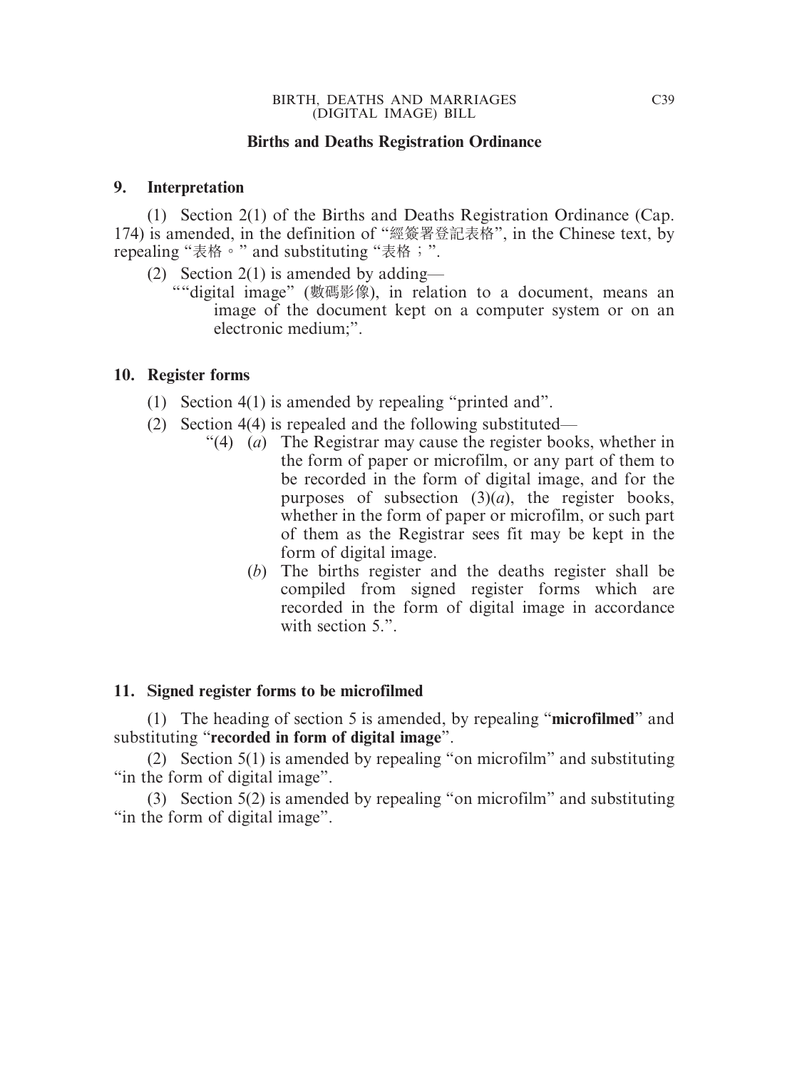## Births and Deaths Registration Ordinance

### 9. Interpretation

(1) Section 2(1) of the Births and Deaths Registration Ordinance (Cap. 174) is amended, in the definition of "經簽署登記表格", in the Chinese text, by repealing "表格。" and substituting "表格；".

(2) Section 2(1) is amended by adding—

""digital image" (數碼影像), in relation to a document, means an image of the document kept on a computer system or on an electronic medium;".

### 10. Register forms

(1) Section 4(1) is amended by repealing "printed and".

(2) Section 4(4) is repealed and the following substituted—

"(4) (*a*) The Registrar may cause the register books, whether in the form of paper or microfilm, or any part of them to be recorded in the form of digital image, and for the purposes of subsection (3)(*a*), the register books, whether in the form of paper or microfilm, or such part of them as the Registrar sees fit may be kept in the form of digital image.

(*b*) The births register and the deaths register shall be compiled from signed register forms which are recorded in the form of digital image in accordance with section 5.".

### 11. Signed register forms to be microfilmed

(1) The heading of section 5 is amended, by repealing "**microfilmed**" and substituting "**recorded in form of digital image**".

(2) Section 5(1) is amended by repealing "on microfilm" and substituting "in the form of digital image".

(3) Section 5(2) is amended by repealing "on microfilm" and substituting "in the form of digital image".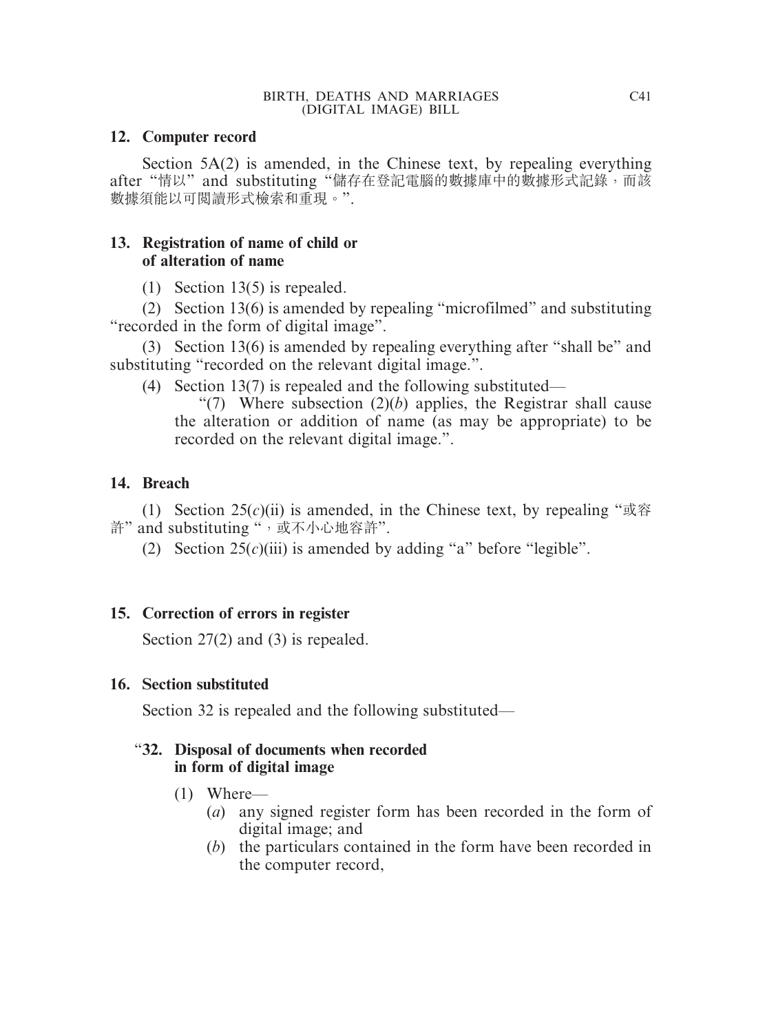### 12. Computer record

Section 5A(2) is amended, in the Chinese text, by repealing everything after "情以" and substituting "儲存在登記電腦的數據庫中的數據形式記錄，而該數據須能以可閱讀形式檢索和重現。".

### 13. Registration of name of child or of alteration of name

(1) Section 13(5) is repealed.

(2) Section 13(6) is amended by repealing "microfilmed" and substituting "recorded in the form of digital image".

(3) Section 13(6) is amended by repealing everything after "shall be" and substituting "recorded on the relevant digital image.".

(4) Section 13(7) is repealed and the following substituted—

"(7) Where subsection (2)(*b*) applies, the Registrar shall cause the alteration or addition of name (as may be appropriate) to be recorded on the relevant digital image.".

### 14. Breach

(1) Section 25(*c*)(ii) is amended, in the Chinese text, by repealing "或容許" and substituting "，或不小心地容許".

(2) Section 25(*c*)(iii) is amended by adding "a" before "legible".

### 15. Correction of errors in register

Section 27(2) and (3) is repealed.

### 16. Section substituted

Section 32 is repealed and the following substituted—

"**32. Disposal of documents when recorded in form of digital image**

(1) Where—

(*a*) any signed register form has been recorded in the form of digital image; and

(*b*) the particulars contained in the form have been recorded in the computer record,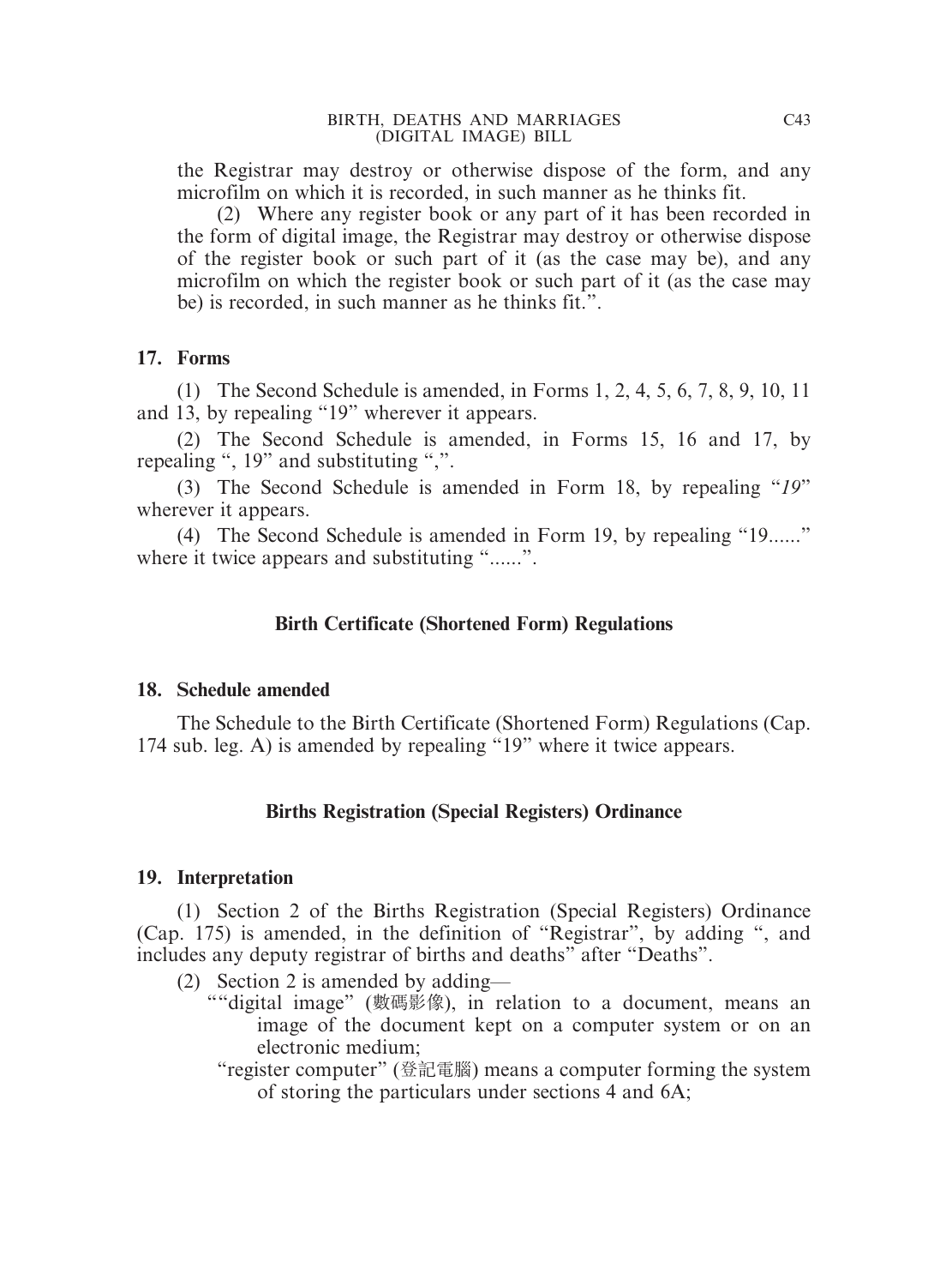the Registrar may destroy or otherwise dispose of the form, and any microfilm on which it is recorded, in such manner as he thinks fit.

(2) Where any register book or any part of it has been recorded in the form of digital image, the Registrar may destroy or otherwise dispose of the register book or such part of it (as the case may be), and any microfilm on which the register book or such part of it (as the case may be) is recorded, in such manner as he thinks fit.".

**17. Forms**

(1) The Second Schedule is amended, in Forms 1, 2, 4, 5, 6, 7, 8, 9, 10, 11 and 13, by repealing "19" wherever it appears.

(2) The Second Schedule is amended, in Forms 15, 16 and 17, by repealing ", 19" and substituting ",".

(3) The Second Schedule is amended in Form 18, by repealing "*19*" wherever it appears.

(4) The Second Schedule is amended in Form 19, by repealing "19......" where it twice appears and substituting "......".

### Birth Certificate (Shortened Form) Regulations

**18. Schedule amended**

The Schedule to the Birth Certificate (Shortened Form) Regulations (Cap. 174 sub. leg. A) is amended by repealing "19" where it twice appears.

### Births Registration (Special Registers) Ordinance

**19. Interpretation**

(1) Section 2 of the Births Registration (Special Registers) Ordinance (Cap. 175) is amended, in the definition of "Registrar", by adding ", and includes any deputy registrar of births and deaths" after "Deaths".

(2) Section 2 is amended by adding—

""digital image" (數碼影像), in relation to a document, means an image of the document kept on a computer system or on an electronic medium;

"register computer" (登記電腦) means a computer forming the system of storing the particulars under sections 4 and 6A;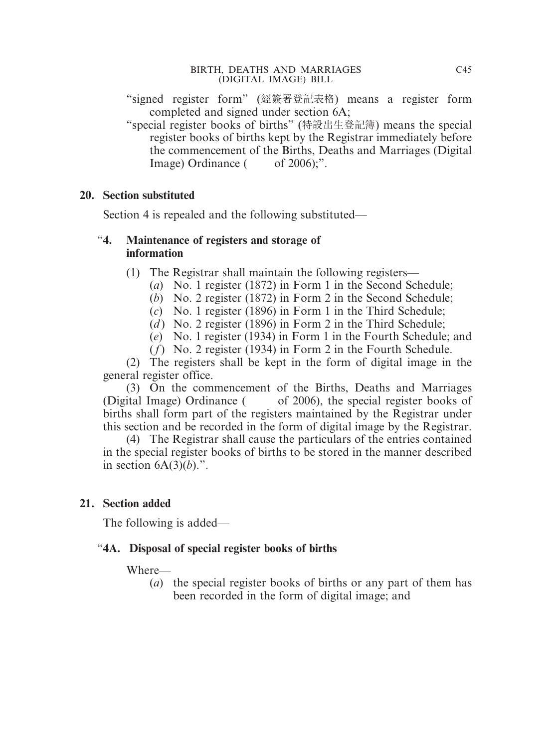"signed register form" (經簽署登記表格) means a register form completed and signed under section 6A;

"special register books of births" (特設出生登記簿) means the special register books of births kept by the Registrar immediately before the commencement of the Births, Deaths and Marriages (Digital Image) Ordinance (   of 2006);".

**20. Section substituted**

Section 4 is repealed and the following substituted—

"**4. Maintenance of registers and storage of information**

(1) The Registrar shall maintain the following registers—

(*a*) No. 1 register (1872) in Form 1 in the Second Schedule;

(*b*) No. 2 register (1872) in Form 2 in the Second Schedule;

(*c*) No. 1 register (1896) in Form 1 in the Third Schedule;

(*d*) No. 2 register (1896) in Form 2 in the Third Schedule;

(*e*) No. 1 register (1934) in Form 1 in the Fourth Schedule; and

(*f*) No. 2 register (1934) in Form 2 in the Fourth Schedule.

(2) The registers shall be kept in the form of digital image in the general register office.

(3) On the commencement of the Births, Deaths and Marriages (Digital Image) Ordinance (   of 2006), the special register books of births shall form part of the registers maintained by the Registrar under this section and be recorded in the form of digital image by the Registrar.

(4) The Registrar shall cause the particulars of the entries contained in the special register books of births to be stored in the manner described in section 6A(3)(*b*).".

**21. Section added**

The following is added—

"**4A. Disposal of special register books of births**

Where—

(*a*) the special register books of births or any part of them has been recorded in the form of digital image; and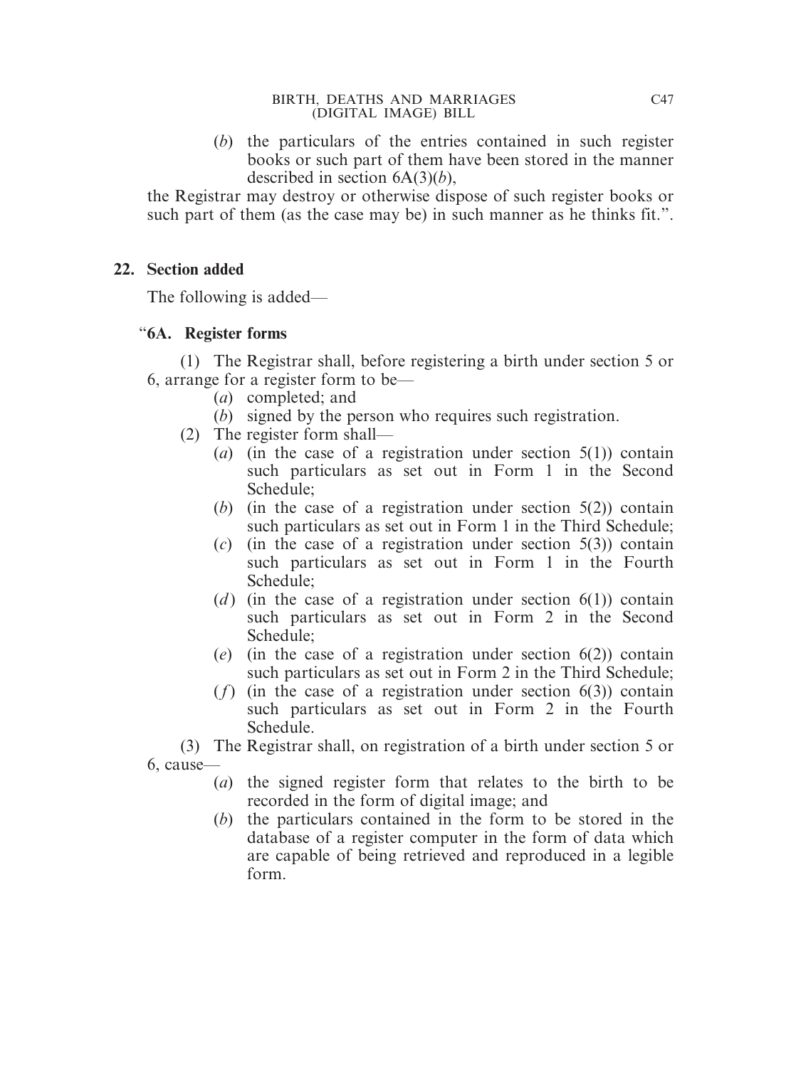(*b*) the particulars of the entries contained in such register books or such part of them have been stored in the manner described in section 6A(3)(*b*),

the Registrar may destroy or otherwise dispose of such register books or such part of them (as the case may be) in such manner as he thinks fit.".

**22. Section added**

The following is added—

"**6A. Register forms**

(1) The Registrar shall, before registering a birth under section 5 or 6, arrange for a register form to be—

(*a*) completed; and

(*b*) signed by the person who requires such registration.

(2) The register form shall—

(*a*) (in the case of a registration under section 5(1)) contain such particulars as set out in Form 1 in the Second Schedule;

(*b*) (in the case of a registration under section 5(2)) contain such particulars as set out in Form 1 in the Third Schedule;

(*c*) (in the case of a registration under section 5(3)) contain such particulars as set out in Form 1 in the Fourth Schedule;

(*d*) (in the case of a registration under section 6(1)) contain such particulars as set out in Form 2 in the Second Schedule;

(*e*) (in the case of a registration under section 6(2)) contain such particulars as set out in Form 2 in the Third Schedule;

(*f*) (in the case of a registration under section 6(3)) contain such particulars as set out in Form 2 in the Fourth Schedule.

(3) The Registrar shall, on registration of a birth under section 5 or 6, cause—

(*a*) the signed register form that relates to the birth to be recorded in the form of digital image; and

(*b*) the particulars contained in the form to be stored in the database of a register computer in the form of data which are capable of being retrieved and reproduced in a legible form.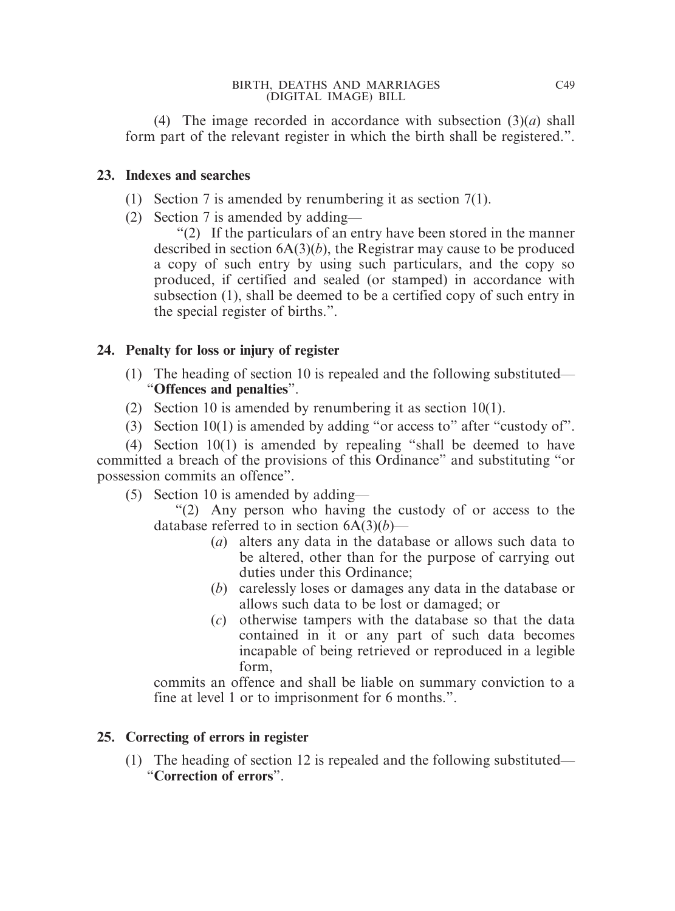(4) The image recorded in accordance with subsection (3)(*a*) shall form part of the relevant register in which the birth shall be registered.".

**23. Indexes and searches**

(1) Section 7 is amended by renumbering it as section 7(1).

(2) Section 7 is amended by adding—

"(2) If the particulars of an entry have been stored in the manner described in section 6A(3)(*b*), the Registrar may cause to be produced a copy of such entry by using such particulars, and the copy so produced, if certified and sealed (or stamped) in accordance with subsection (1), shall be deemed to be a certified copy of such entry in the special register of births.".

**24. Penalty for loss or injury of register**

(1) The heading of section 10 is repealed and the following substituted— "**Offences and penalties**".

(2) Section 10 is amended by renumbering it as section 10(1).

(3) Section 10(1) is amended by adding "or access to" after "custody of".

(4) Section 10(1) is amended by repealing "shall be deemed to have committed a breach of the provisions of this Ordinance" and substituting "or possession commits an offence".

(5) Section 10 is amended by adding—

"(2) Any person who having the custody of or access to the database referred to in section 6A(3)(*b*)—

(*a*) alters any data in the database or allows such data to be altered, other than for the purpose of carrying out duties under this Ordinance;

(*b*) carelessly loses or damages any data in the database or allows such data to be lost or damaged; or

(*c*) otherwise tampers with the database so that the data contained in it or any part of such data becomes incapable of being retrieved or reproduced in a legible form,

commits an offence and shall be liable on summary conviction to a fine at level 1 or to imprisonment for 6 months.".

**25. Correcting of errors in register**

(1) The heading of section 12 is repealed and the following substituted— "**Correction of errors**".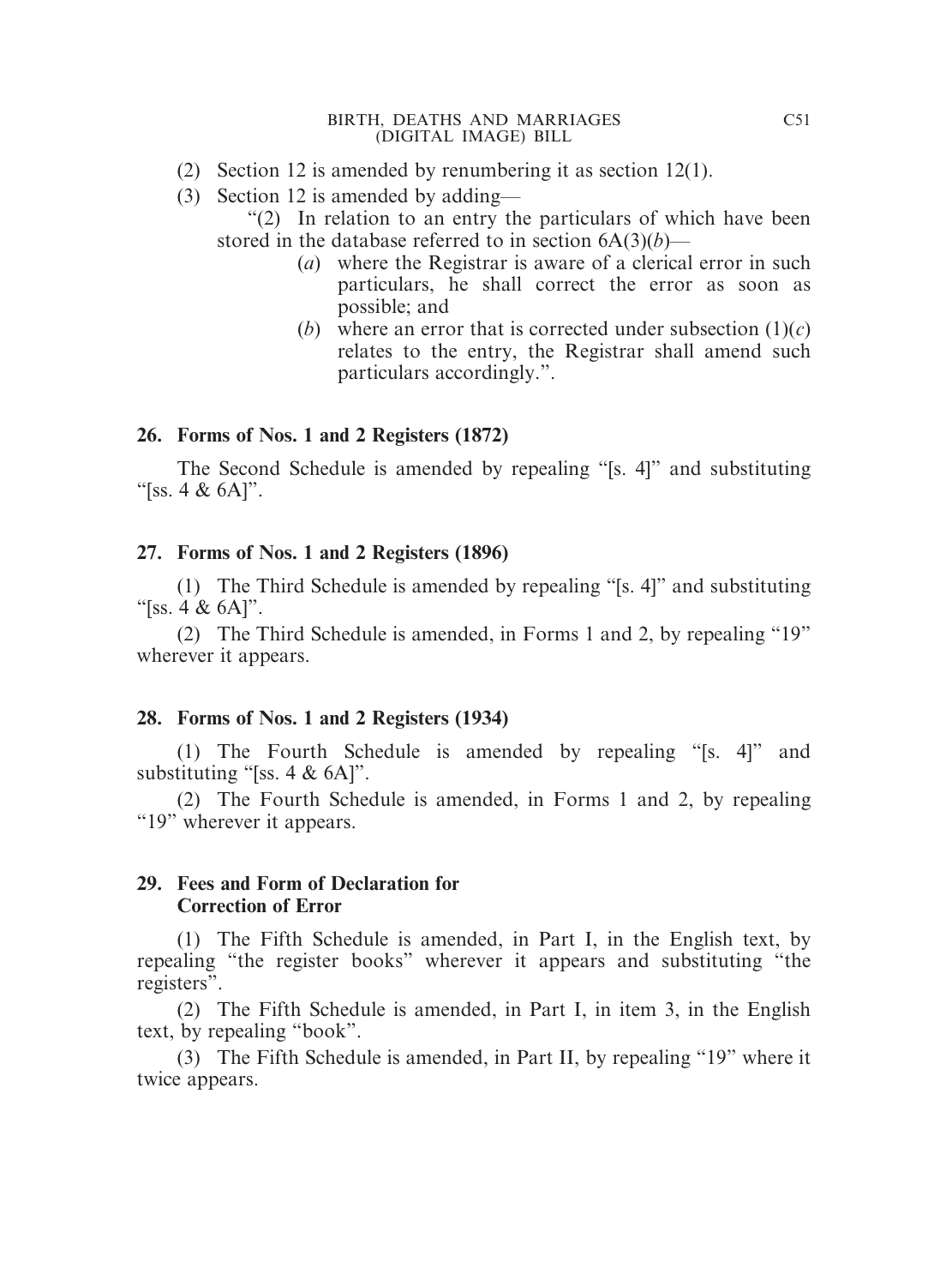(2) Section 12 is amended by renumbering it as section 12(1).

(3) Section 12 is amended by adding—

"(2) In relation to an entry the particulars of which have been stored in the database referred to in section 6A(3)(*b*)—

(*a*) where the Registrar is aware of a clerical error in such particulars, he shall correct the error as soon as possible; and

(*b*) where an error that is corrected under subsection (1)(*c*) relates to the entry, the Registrar shall amend such particulars accordingly.".

**26. Forms of Nos. 1 and 2 Registers (1872)**

The Second Schedule is amended by repealing "[s. 4]" and substituting "[ss. 4 & 6A]".

**27. Forms of Nos. 1 and 2 Registers (1896)**

(1) The Third Schedule is amended by repealing "[s. 4]" and substituting "[ss. 4 & 6A]".

(2) The Third Schedule is amended, in Forms 1 and 2, by repealing "19" wherever it appears.

**28. Forms of Nos. 1 and 2 Registers (1934)**

(1) The Fourth Schedule is amended by repealing "[s. 4]" and substituting "[ss. 4 & 6A]".

(2) The Fourth Schedule is amended, in Forms 1 and 2, by repealing "19" wherever it appears.

**29. Fees and Form of Declaration for Correction of Error**

(1) The Fifth Schedule is amended, in Part I, in the English text, by repealing "the register books" wherever it appears and substituting "the registers".

(2) The Fifth Schedule is amended, in Part I, in item 3, in the English text, by repealing "book".

(3) The Fifth Schedule is amended, in Part II, by repealing "19" where it twice appears.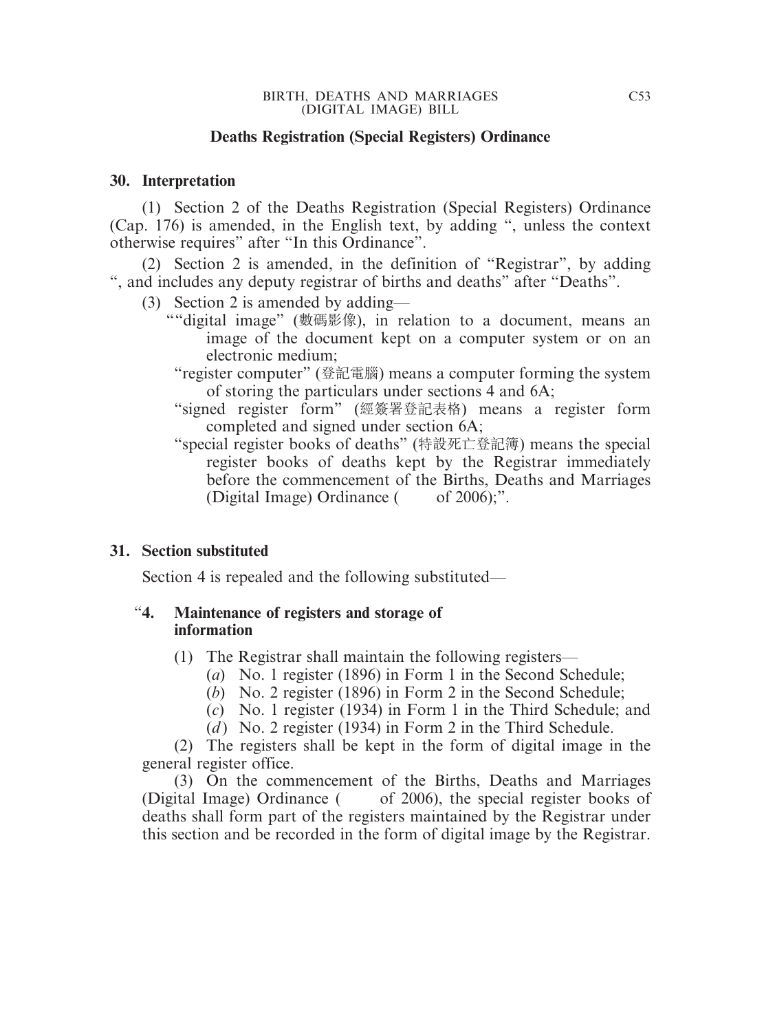## Deaths Registration (Special Registers) Ordinance

### 30. Interpretation

(1) Section 2 of the Deaths Registration (Special Registers) Ordinance (Cap. 176) is amended, in the English text, by adding ", unless the context otherwise requires" after "In this Ordinance".

(2) Section 2 is amended, in the definition of "Registrar", by adding ", and includes any deputy registrar of births and deaths" after "Deaths".

(3) Section 2 is amended by adding—

""digital image" (數碼影像), in relation to a document, means an image of the document kept on a computer system or on an electronic medium;

"register computer" (登記電腦) means a computer forming the system of storing the particulars under sections 4 and 6A;

"signed register form" (經簽署登記表格) means a register form completed and signed under section 6A;

"special register books of deaths" (特設死亡登記簿) means the special register books of deaths kept by the Registrar immediately before the commencement of the Births, Deaths and Marriages (Digital Image) Ordinance (  of 2006);".

### 31. Section substituted

Section 4 is repealed and the following substituted—

"**4. Maintenance of registers and storage of information**

(1) The Registrar shall maintain the following registers—

(*a*) No. 1 register (1896) in Form 1 in the Second Schedule;

(*b*) No. 2 register (1896) in Form 2 in the Second Schedule;

(*c*) No. 1 register (1934) in Form 1 in the Third Schedule; and

(*d*) No. 2 register (1934) in Form 2 in the Third Schedule.

(2) The registers shall be kept in the form of digital image in the general register office.

(3) On the commencement of the Births, Deaths and Marriages (Digital Image) Ordinance (  of 2006), the special register books of deaths shall form part of the registers maintained by the Registrar under this section and be recorded in the form of digital image by the Registrar.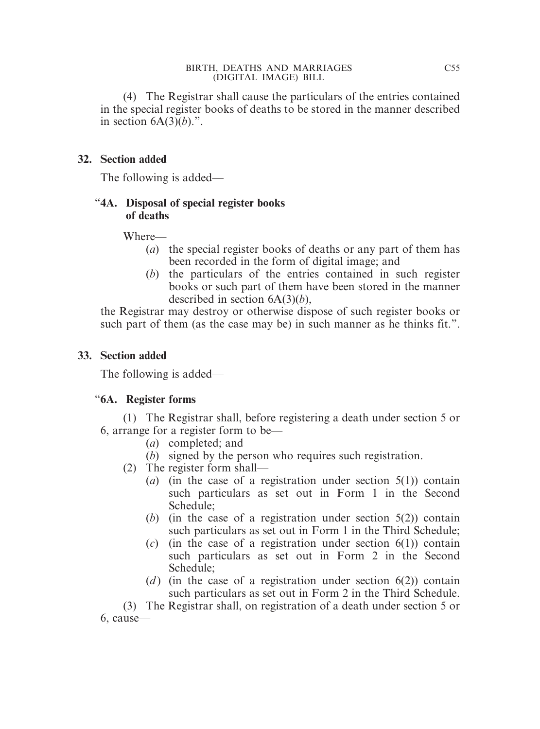(4) The Registrar shall cause the particulars of the entries contained in the special register books of deaths to be stored in the manner described in section 6A(3)(*b*).".

**32. Section added**

The following is added—

"**4A. Disposal of special register books of deaths**

Where—

(*a*) the special register books of deaths or any part of them has been recorded in the form of digital image; and

(*b*) the particulars of the entries contained in such register books or such part of them have been stored in the manner described in section 6A(3)(*b*),

the Registrar may destroy or otherwise dispose of such register books or such part of them (as the case may be) in such manner as he thinks fit.".

**33. Section added**

The following is added—

"**6A. Register forms**

(1) The Registrar shall, before registering a death under section 5 or 6, arrange for a register form to be—

(*a*) completed; and

(*b*) signed by the person who requires such registration.

(2) The register form shall—

(*a*) (in the case of a registration under section 5(1)) contain such particulars as set out in Form 1 in the Second Schedule;

(*b*) (in the case of a registration under section 5(2)) contain such particulars as set out in Form 1 in the Third Schedule;

(*c*) (in the case of a registration under section 6(1)) contain such particulars as set out in Form 2 in the Second Schedule;

(*d*) (in the case of a registration under section 6(2)) contain such particulars as set out in Form 2 in the Third Schedule.

(3) The Registrar shall, on registration of a death under section 5 or 6, cause—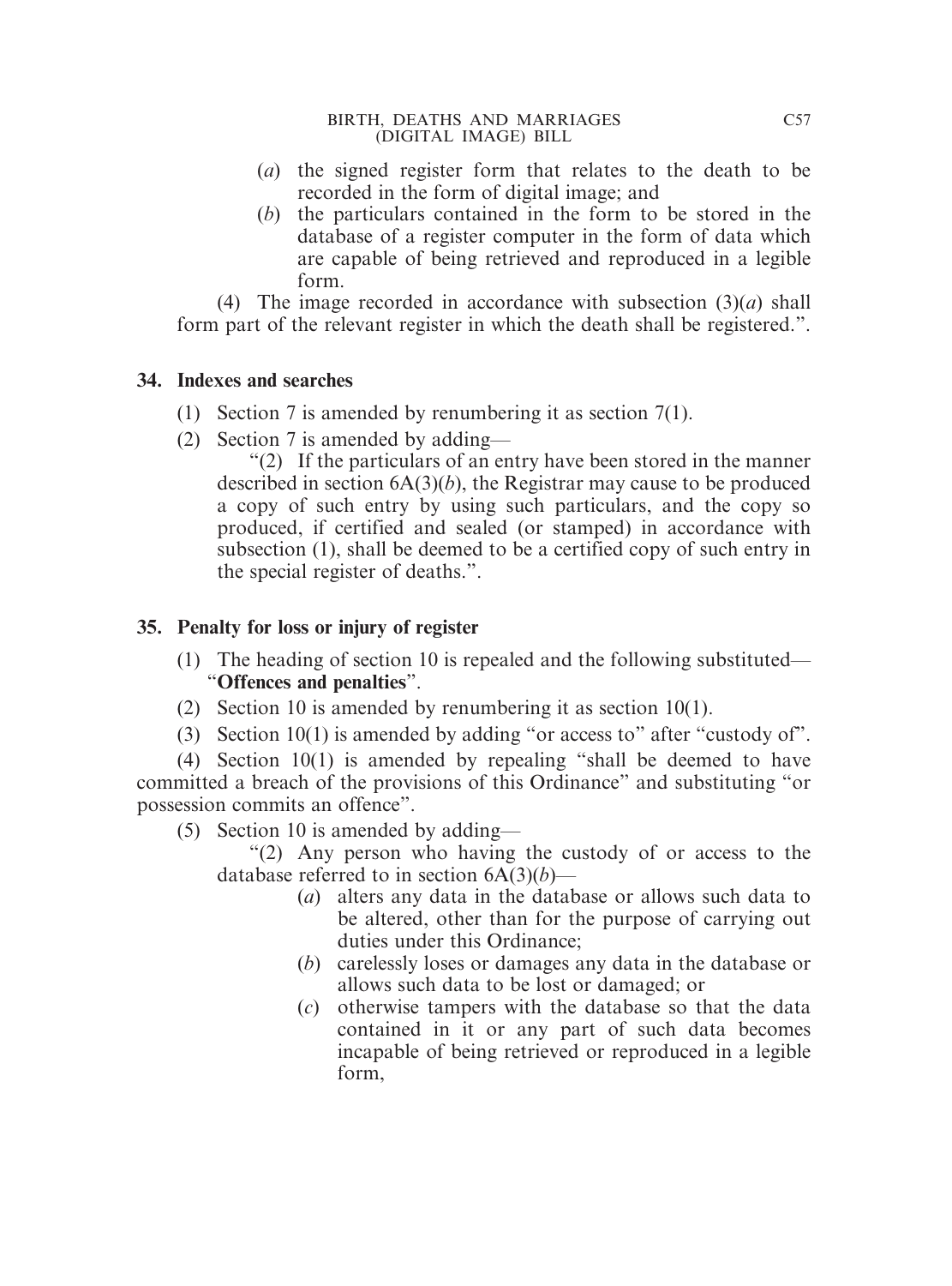(*a*) the signed register form that relates to the death to be recorded in the form of digital image; and

(*b*) the particulars contained in the form to be stored in the database of a register computer in the form of data which are capable of being retrieved and reproduced in a legible form.

(4) The image recorded in accordance with subsection (3)(*a*) shall form part of the relevant register in which the death shall be registered.".

**34. Indexes and searches**

(1) Section 7 is amended by renumbering it as section 7(1).

(2) Section 7 is amended by adding—

"(2) If the particulars of an entry have been stored in the manner described in section 6A(3)(*b*), the Registrar may cause to be produced a copy of such entry by using such particulars, and the copy so produced, if certified and sealed (or stamped) in accordance with subsection (1), shall be deemed to be a certified copy of such entry in the special register of deaths.".

**35. Penalty for loss or injury of register**

(1) The heading of section 10 is repealed and the following substituted—
"**Offences and penalties**".

(2) Section 10 is amended by renumbering it as section 10(1).

(3) Section 10(1) is amended by adding "or access to" after "custody of".

(4) Section 10(1) is amended by repealing "shall be deemed to have committed a breach of the provisions of this Ordinance" and substituting "or possession commits an offence".

(5) Section 10 is amended by adding—

"(2) Any person who having the custody of or access to the database referred to in section 6A(3)(*b*)—

(*a*) alters any data in the database or allows such data to be altered, other than for the purpose of carrying out duties under this Ordinance;

(*b*) carelessly loses or damages any data in the database or allows such data to be lost or damaged; or

(*c*) otherwise tampers with the database so that the data contained in it or any part of such data becomes incapable of being retrieved or reproduced in a legible form,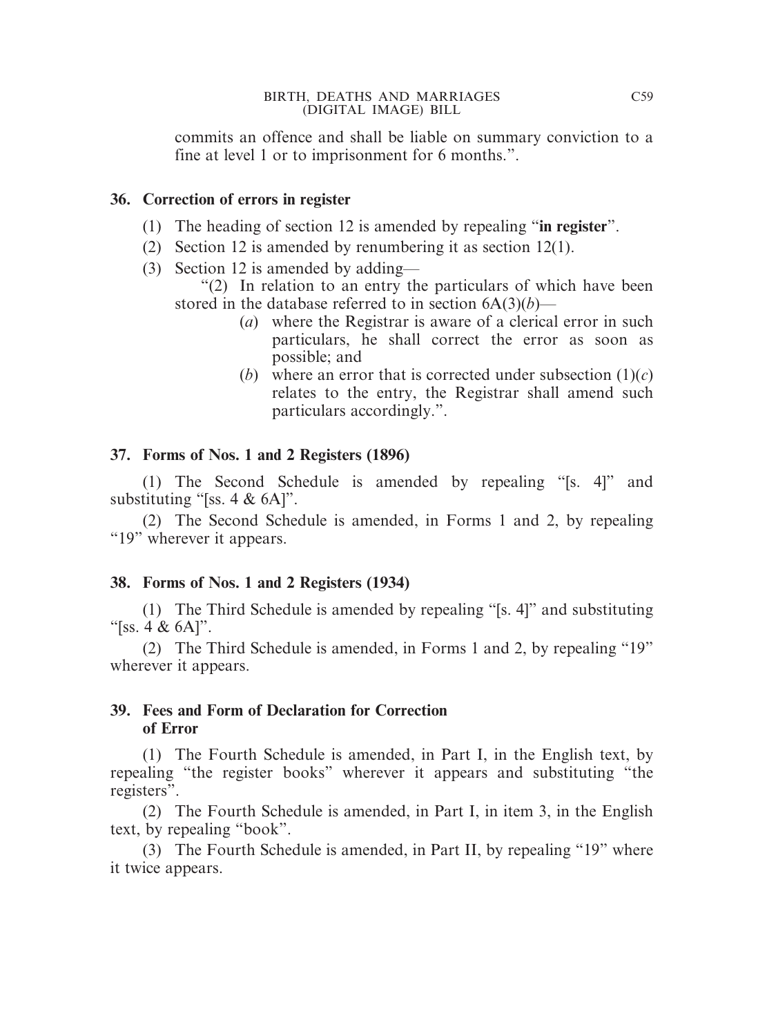commits an offence and shall be liable on summary conviction to a fine at level 1 or to imprisonment for 6 months.".

**36. Correction of errors in register**

(1) The heading of section 12 is amended by repealing "**in register**".

(2) Section 12 is amended by renumbering it as section 12(1).

(3) Section 12 is amended by adding—

"(2) In relation to an entry the particulars of which have been stored in the database referred to in section 6A(3)(*b*)—

(*a*) where the Registrar is aware of a clerical error in such particulars, he shall correct the error as soon as possible; and

(*b*) where an error that is corrected under subsection (1)(*c*) relates to the entry, the Registrar shall amend such particulars accordingly.".

**37. Forms of Nos. 1 and 2 Registers (1896)**

(1) The Second Schedule is amended by repealing "[s. 4]" and substituting "[ss. 4 & 6A]".

(2) The Second Schedule is amended, in Forms 1 and 2, by repealing "19" wherever it appears.

**38. Forms of Nos. 1 and 2 Registers (1934)**

(1) The Third Schedule is amended by repealing "[s. 4]" and substituting "[ss. 4 & 6A]".

(2) The Third Schedule is amended, in Forms 1 and 2, by repealing "19" wherever it appears.

**39. Fees and Form of Declaration for Correction of Error**

(1) The Fourth Schedule is amended, in Part I, in the English text, by repealing "the register books" wherever it appears and substituting "the registers".

(2) The Fourth Schedule is amended, in Part I, in item 3, in the English text, by repealing "book".

(3) The Fourth Schedule is amended, in Part II, by repealing "19" where it twice appears.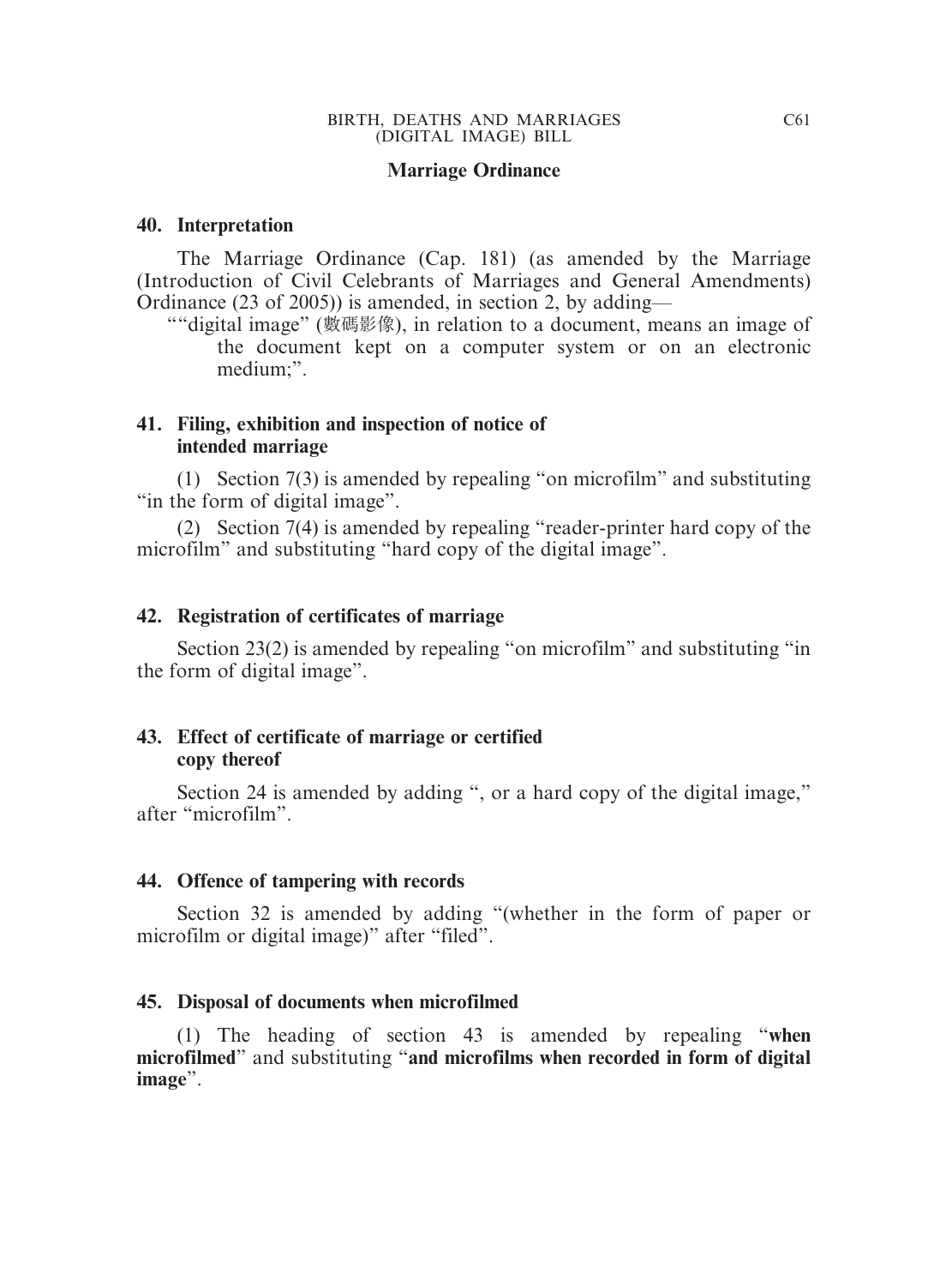## Marriage Ordinance

### 40. Interpretation

The Marriage Ordinance (Cap. 181) (as amended by the Marriage (Introduction of Civil Celebrants of Marriages and General Amendments) Ordinance (23 of 2005)) is amended, in section 2, by adding—

""digital image" (數碼影像), in relation to a document, means an image of the document kept on a computer system or on an electronic medium;".

### 41. Filing, exhibition and inspection of notice of intended marriage

(1) Section 7(3) is amended by repealing "on microfilm" and substituting "in the form of digital image".

(2) Section 7(4) is amended by repealing "reader-printer hard copy of the microfilm" and substituting "hard copy of the digital image".

### 42. Registration of certificates of marriage

Section 23(2) is amended by repealing "on microfilm" and substituting "in the form of digital image".

### 43. Effect of certificate of marriage or certified copy thereof

Section 24 is amended by adding ", or a hard copy of the digital image," after "microfilm".

### 44. Offence of tampering with records

Section 32 is amended by adding "(whether in the form of paper or microfilm or digital image)" after "filed".

### 45. Disposal of documents when microfilmed

(1) The heading of section 43 is amended by repealing "**when microfilmed**" and substituting "**and microfilms when recorded in form of digital image**".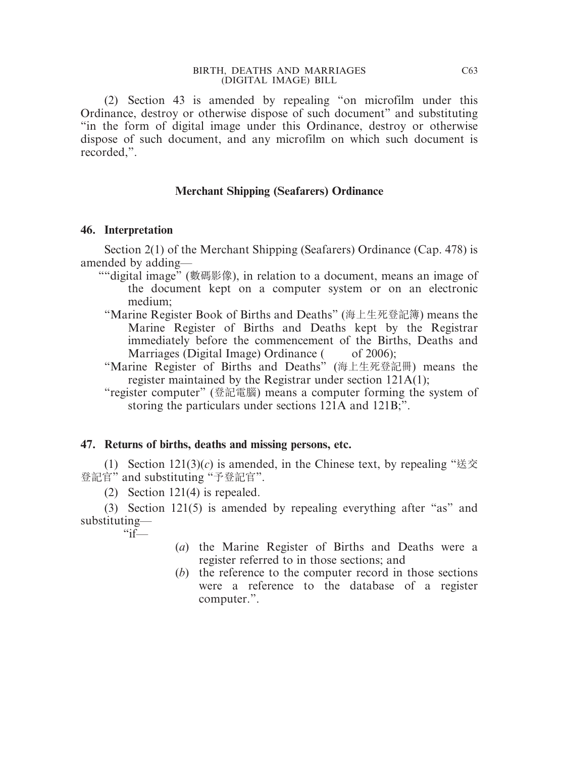(2) Section 43 is amended by repealing "on microfilm under this Ordinance, destroy or otherwise dispose of such document" and substituting "in the form of digital image under this Ordinance, destroy or otherwise dispose of such document, and any microfilm on which such document is recorded,".

## Merchant Shipping (Seafarers) Ordinance

### 46. Interpretation

Section 2(1) of the Merchant Shipping (Seafarers) Ordinance (Cap. 478) is amended by adding—

""digital image" (數碼影像), in relation to a document, means an image of the document kept on a computer system or on an electronic medium;

"Marine Register Book of Births and Deaths" (海上生死登記簿) means the Marine Register of Births and Deaths kept by the Registrar immediately before the commencement of the Births, Deaths and Marriages (Digital Image) Ordinance (　　of 2006);

"Marine Register of Births and Deaths" (海上生死登記冊) means the register maintained by the Registrar under section 121A(1);

"register computer" (登記電腦) means a computer forming the system of storing the particulars under sections 121A and 121B;".

### 47. Returns of births, deaths and missing persons, etc.

(1) Section 121(3)(*c*) is amended, in the Chinese text, by repealing "送交登記官" and substituting "予登記官".

(2) Section 121(4) is repealed.

(3) Section 121(5) is amended by repealing everything after "as" and substituting—

"if—

(*a*) the Marine Register of Births and Deaths were a register referred to in those sections; and

(*b*) the reference to the computer record in those sections were a reference to the database of a register computer.".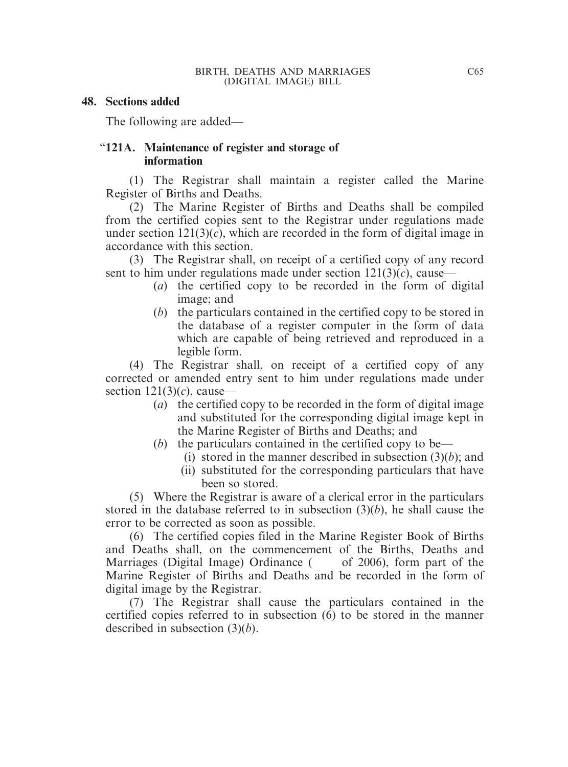**48. Sections added**

The following are added—

"**121A. Maintenance of register and storage of information**

(1) The Registrar shall maintain a register called the Marine Register of Births and Deaths.

(2) The Marine Register of Births and Deaths shall be compiled from the certified copies sent to the Registrar under regulations made under section 121(3)(*c*), which are recorded in the form of digital image in accordance with this section.

(3) The Registrar shall, on receipt of a certified copy of any record sent to him under regulations made under section 121(3)(*c*), cause—

- (*a*) the certified copy to be recorded in the form of digital image; and
- (*b*) the particulars contained in the certified copy to be stored in the database of a register computer in the form of data which are capable of being retrieved and reproduced in a legible form.

(4) The Registrar shall, on receipt of a certified copy of any corrected or amended entry sent to him under regulations made under section 121(3)(*c*), cause—

- (*a*) the certified copy to be recorded in the form of digital image and substituted for the corresponding digital image kept in the Marine Register of Births and Deaths; and
- (*b*) the particulars contained in the certified copy to be—
  - (i) stored in the manner described in subsection (3)(*b*); and
  - (ii) substituted for the corresponding particulars that have been so stored.

(5) Where the Registrar is aware of a clerical error in the particulars stored in the database referred to in subsection (3)(*b*), he shall cause the error to be corrected as soon as possible.

(6) The certified copies filed in the Marine Register Book of Births and Deaths shall, on the commencement of the Births, Deaths and Marriages (Digital Image) Ordinance (     of 2006), form part of the Marine Register of Births and Deaths and be recorded in the form of digital image by the Registrar.

(7) The Registrar shall cause the particulars contained in the certified copies referred to in subsection (6) to be stored in the manner described in subsection (3)(*b*).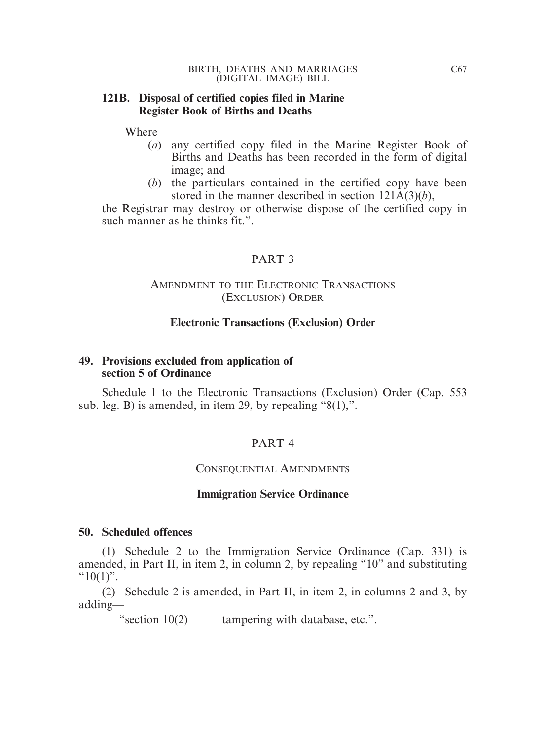**121B. Disposal of certified copies filed in Marine Register Book of Births and Deaths**

Where—

(*a*) any certified copy filed in the Marine Register Book of Births and Deaths has been recorded in the form of digital image; and

(*b*) the particulars contained in the certified copy have been stored in the manner described in section 121A(3)(*b*),

the Registrar may destroy or otherwise dispose of the certified copy in such manner as he thinks fit.".

## PART 3

## AMENDMENT TO THE ELECTRONIC TRANSACTIONS (EXCLUSION) ORDER

### Electronic Transactions (Exclusion) Order

**49. Provisions excluded from application of section 5 of Ordinance**

Schedule 1 to the Electronic Transactions (Exclusion) Order (Cap. 553 sub. leg. B) is amended, in item 29, by repealing "8(1),".

## PART 4

## CONSEQUENTIAL AMENDMENTS

### Immigration Service Ordinance

**50. Scheduled offences**

(1) Schedule 2 to the Immigration Service Ordinance (Cap. 331) is amended, in Part II, in item 2, in column 2, by repealing "10" and substituting "10(1)".

(2) Schedule 2 is amended, in Part II, in item 2, in columns 2 and 3, by adding—

"section 10(2)    tampering with database, etc.".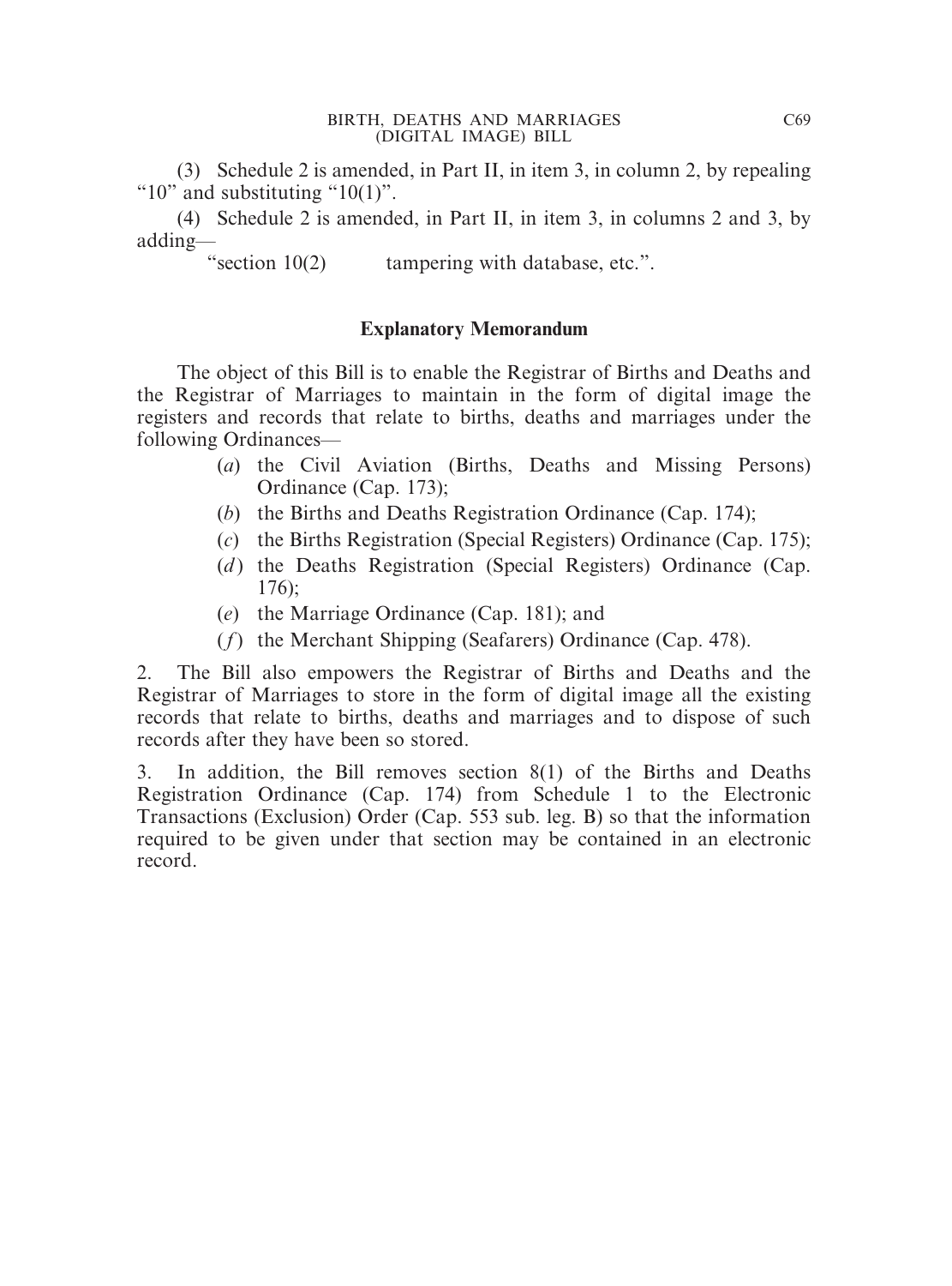(3) Schedule 2 is amended, in Part II, in item 3, in column 2, by repealing "10" and substituting "10(1)".

(4) Schedule 2 is amended, in Part II, in item 3, in columns 2 and 3, by adding—

"section 10(2) tampering with database, etc.".

## Explanatory Memorandum

The object of this Bill is to enable the Registrar of Births and Deaths and the Registrar of Marriages to maintain in the form of digital image the registers and records that relate to births, deaths and marriages under the following Ordinances—

(*a*) the Civil Aviation (Births, Deaths and Missing Persons) Ordinance (Cap. 173);

(*b*) the Births and Deaths Registration Ordinance (Cap. 174);

(*c*) the Births Registration (Special Registers) Ordinance (Cap. 175);

(*d*) the Deaths Registration (Special Registers) Ordinance (Cap. 176);

(*e*) the Marriage Ordinance (Cap. 181); and

(*f*) the Merchant Shipping (Seafarers) Ordinance (Cap. 478).

2. The Bill also empowers the Registrar of Births and Deaths and the Registrar of Marriages to store in the form of digital image all the existing records that relate to births, deaths and marriages and to dispose of such records after they have been so stored.

3. In addition, the Bill removes section 8(1) of the Births and Deaths Registration Ordinance (Cap. 174) from Schedule 1 to the Electronic Transactions (Exclusion) Order (Cap. 553 sub. leg. B) so that the information required to be given under that section may be contained in an electronic record.